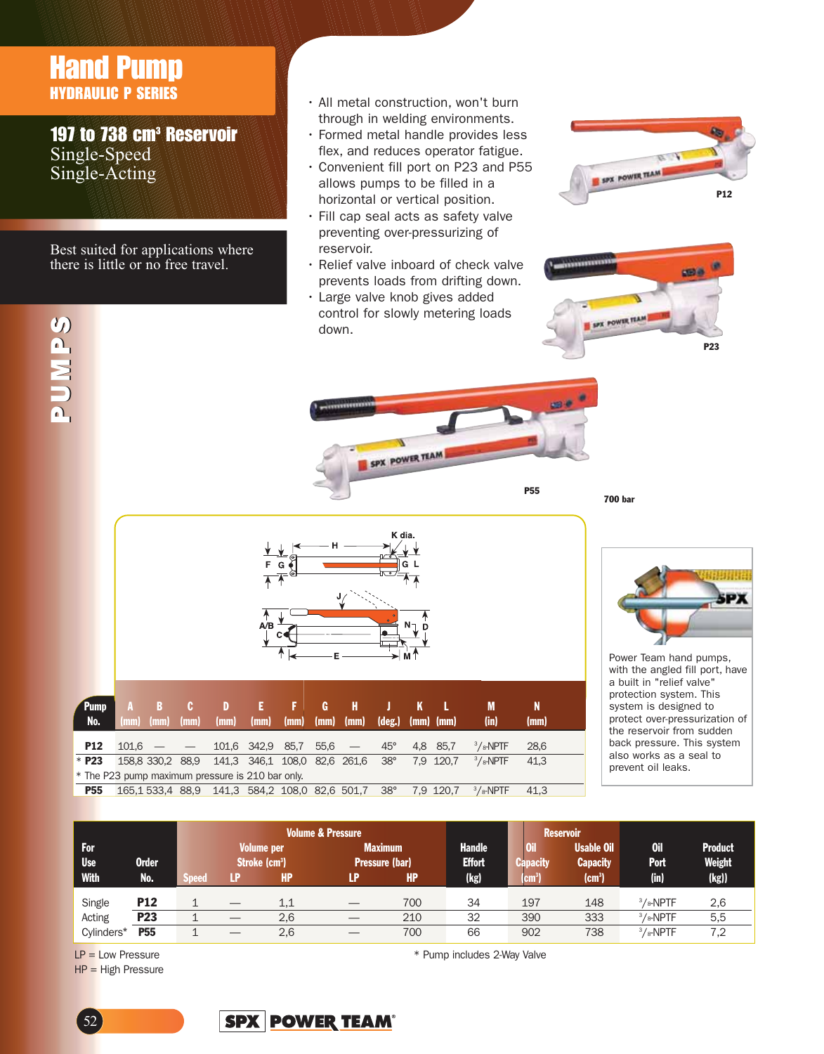# Hand Pump

## HYDRAULIC P SERIES

### 197 to 738 cm³ Reservoir

Single-Speed
Single-Acting

Best suited for applications where there is little or no free travel.

PUMPS

- All metal construction, won't burn through in welding environments.
- Formed metal handle provides less flex, and reduces operator fatigue.
- Convenient fill port on P23 and P55 allows pumps to be filled in a horizontal or vertical position.
- Fill cap seal acts as safety valve preventing over-pressurizing of reservoir.
- Relief valve inboard of check valve prevents loads from drifting down.
- Large valve knob gives added control for slowly metering loads down.

P12

P23

P55

700 bar

| Pump No. | A (mm) | B (mm) | C (mm) | D (mm) | E (mm) | F (mm) | G (mm) | H (mm) | J (deg.) | K (mm) | L (mm) | M (in) | N (mm) |
|---|---|---|---|---|---|---|---|---|---|---|---|---|---|
| P12 | 101,6 | — | — | 101,6 | 342,9 | 85,7 | 55,6 | — | 45° | 4,8 | 85,7 | 3/8-NPTF | 28,6 |
| * P23 | 158,8 | 330,2 | 88,9 | 141,3 | 346,1 | 108,0 | 82,6 | 261,6 | 38° | 7,9 | 120,7 | 3/8-NPTF | 41,3 |
| P55 | 165,1 | 533,4 | 88,9 | 141,3 | 584,2 | 108,0 | 82,6 | 501,7 | 38° | 7,9 | 120,7 | 3/8-NPTF | 41,3 |

\* The P23 pump maximum pressure is 210 bar only.

Power Team hand pumps, with the angled fill port, have a built in "relief valve" protection system. This system is designed to protect over-pressurization of the reservoir from sudden back pressure. This system also works as a seal to prevent oil leaks.

| For Use With | Order No. | Speed | Volume per Stroke (cm³) LP | Volume per Stroke (cm³) HP | Maximum Pressure (bar) LP | Maximum Pressure (bar) HP | Handle Effort (kg) | Reservoir Oil Capacity (cm³) | Reservoir Usable Oil Capacity (cm³) | Oil Port (in) | Product Weight (kg) |
|---|---|---|---|---|---|---|---|---|---|---|---|
| Single Acting Cylinders* | P12 | 1 | — | 1,1 | — | 700 | 34 | 197 | 148 | 3/8-NPTF | 2,6 |
| | P23 | 1 | — | 2,6 | — | 210 | 32 | 390 | 333 | 3/8-NPTF | 5,5 |
| | P55 | 1 | — | 2,6 | — | 700 | 66 | 902 | 738 | 3/8-NPTF | 7,2 |

LP = Low Pressure
HP = High Pressure

\* Pump includes 2-Way Valve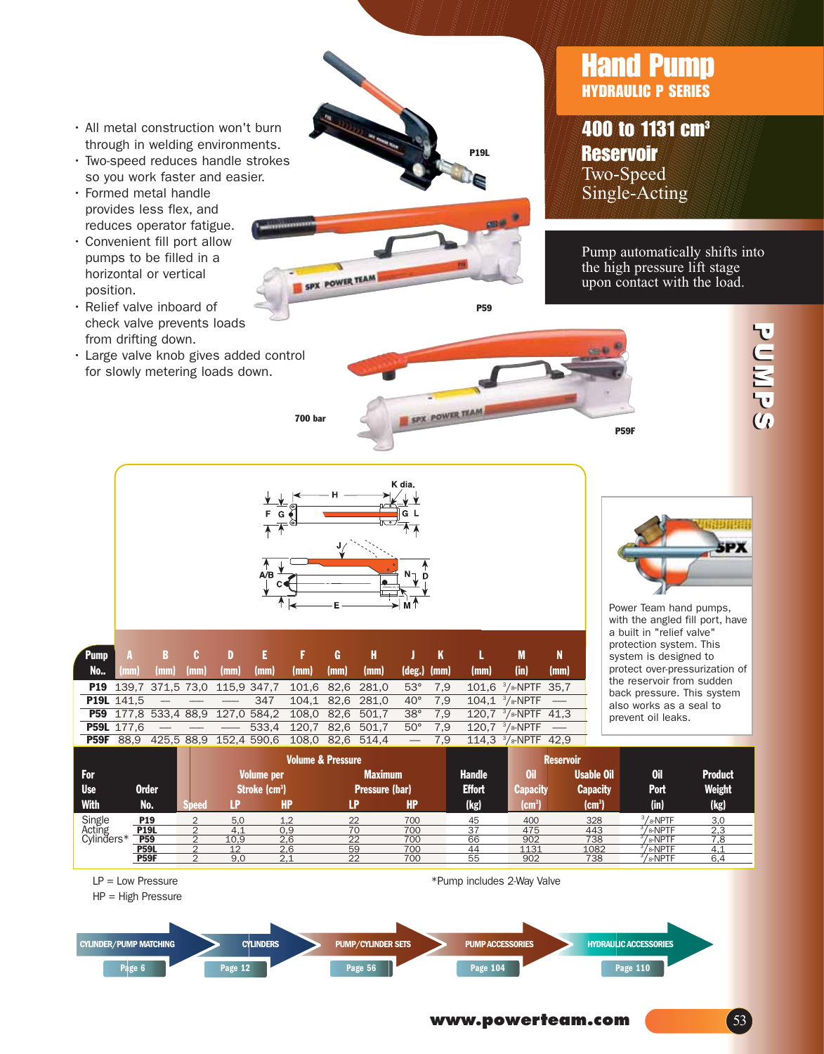# Hand Pump

## HYDRAULIC P SERIES

## 400 to 1131 cm³ Reservoir

Two-Speed
Single-Acting

Pump automatically shifts into the high pressure lift stage upon contact with the load.

- All metal construction won't burn through in welding environments.
- Two-speed reduces handle strokes so you work faster and easier.
- Formed metal handle provides less flex, and reduces operator fatigue.
- Convenient fill port allow pumps to be filled in a horizontal or vertical position.
- Relief valve inboard of check valve prevents loads from drifting down.
- Large valve knob gives added control for slowly metering loads down.

P19L

P59

700 bar

P59F

Power Team hand pumps, with the angled fill port, have a built in "relief valve" protection system. This system is designed to protect over-pressurization of the reservoir from sudden back pressure. This system also works as a seal to prevent oil leaks.

| Pump No. | A (mm) | B (mm) | C (mm) | D (mm) | E (mm) | F (mm) | G (mm) | H (mm) | J (deg.) | K (mm) | L (mm) | M (in) | N (mm) |
|---|---|---|---|---|---|---|---|---|---|---|---|---|---|
| **P19** | 139,7 | 371,5 | 73,0 | 115,9 | 347,7 | 101,6 | 82,6 | 281,0 | 53° | 7,9 | 101,6 | 3/8-NPTF | 35,7 |
| **P19L** | 141,5 | — | — | — | 347 | 104,1 | 82,6 | 281,0 | 40° | 7,9 | 104,1 | 3/8-NPTF | — |
| **P59** | 177,8 | 533,4 | 88,9 | 127,0 | 584,2 | 108,0 | 82,6 | 501,7 | 38° | 7,9 | 120,7 | 3/8-NPTF | 41,3 |
| **P59L** | 177,6 | — | — | — | 533,4 | 120,7 | 82,6 | 501,7 | 50° | 7,9 | 120,7 | 3/8-NPTF | — |
| **P59F** | 88,9 | 425,5 | 88,9 | 152,4 | 590,6 | 108,0 | 82,6 | 514,4 | — | 7,9 | 114,3 | 3/8-NPTF | 42,9 |

| For Use With | Order No. | Speed | Volume per Stroke (cm³) LP | Volume per Stroke (cm³) HP | Maximum Pressure (bar) LP | Maximum Pressure (bar) HP | Handle Effort (kg) | Reservoir Oil Capacity (cm³) | Reservoir Usable Oil Capacity (cm³) | Oil Port (in) | Product Weight (kg) |
|---|---|---|---|---|---|---|---|---|---|---|---|
| Single Acting Cylinders* | **P19** | 2 | 5,0 | 1,2 | 22 | 700 | 45 | 400 | 328 | 3/8-NPTF | 3,0 |
| | **P19L** | 2 | 4,1 | 0,9 | 70 | 700 | 37 | 475 | 443 | 3/8-NPTF | 2,3 |
| | **P59** | 2 | 10,9 | 2,6 | 22 | 700 | 66 | 902 | 738 | 3/8-NPTF | 7,8 |
| | **P59L** | 2 | 12 | 2,6 | 59 | 700 | 44 | 1131 | 1082 | 3/8-NPTF | 4,1 |
| | **P59F** | 2 | 9,0 | 2,1 | 22 | 700 | 55 | 902 | 738 | 3/8-NPTF | 6,4 |

LP = Low Pressure
HP = High Pressure

*Pump includes 2-Way Valve

CYLINDER/PUMP MATCHING Page 6 | CYLINDERS Page 12 | PUMP/CYLINDER SETS Page 56 | PUMP ACCESSORIES Page 104 | HYDRAULIC ACCESSORIES Page 110

www.powerteam.com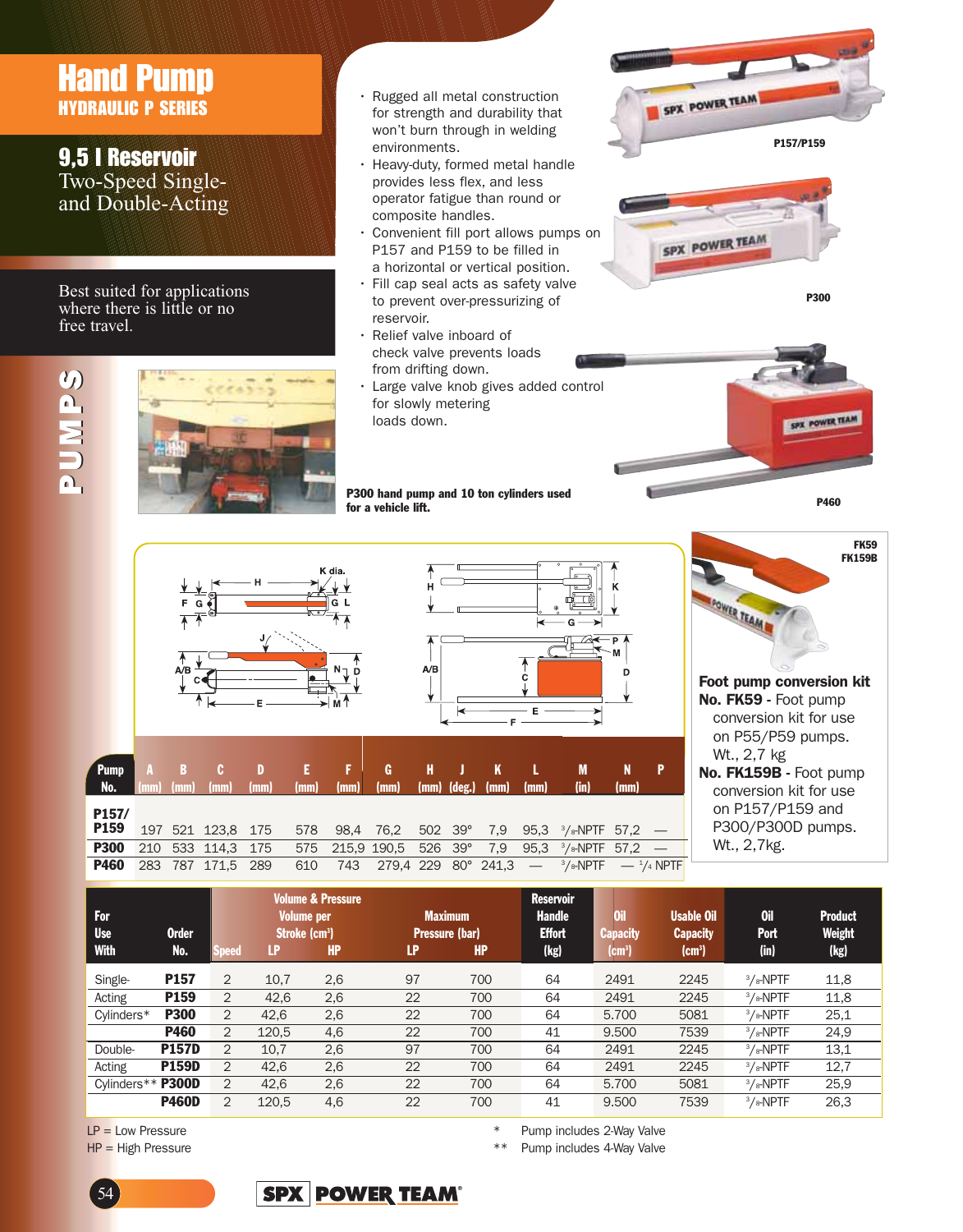# Hand Pump

## HYDRAULIC P SERIES

### 9,5 l Reservoir

Two-Speed Single- and Double-Acting

Best suited for applications where there is little or no free travel.

PUMPS

- Rugged all metal construction for strength and durability that won't burn through in welding environments.
- Heavy-duty, formed metal handle provides less flex, and less operator fatigue than round or composite handles.
- Convenient fill port allows pumps on P157 and P159 to be filled in a horizontal or vertical position.
- Fill cap seal acts as safety valve to prevent over-pressurizing of reservoir.
- Relief valve inboard of check valve prevents loads from drifting down.
- Large valve knob gives added control for slowly metering loads down.

P157/P159

P300

P460

**P300 hand pump and 10 ton cylinders used for a vehicle lift.**

FK59
FK159B

**Foot pump conversion kit**

**No. FK59 -** Foot pump conversion kit for use on P55/P59 pumps. Wt., 2,7 kg

**No. FK159B -** Foot pump conversion kit for use on P157/P159 and P300/P300D pumps. Wt., 2,7kg.

| Pump No. | A (mm) | B (mm) | C (mm) | D (mm) | E (mm) | F (mm) | G (mm) | H (mm) | J (deg.) | K (mm) | L (mm) | M (in) | N (mm) | P |
|---|---|---|---|---|---|---|---|---|---|---|---|---|---|---|
| P157/ P159 | 197 | 521 | 123,8 | 175 | 578 | 98,4 | 76,2 | 502 | 39° | 7,9 | 95,3 | 3/8NPTF | 57,2 | — |
| P300 | 210 | 533 | 114,3 | 175 | 575 | 215,9 | 190,5 | 526 | 39° | 7,9 | 95,3 | 3/8NPTF | 57,2 | — |
| P460 | 283 | 787 | 171,5 | 289 | 610 | 743 | 279,4 | 229 | 80° | 241,3 | — | 3/8NPTF | — | 1/4 NPTF |

| For Use With | Order No. | Speed | Volume & Pressure: Volume per Stroke (cm³) LP | HP | Maximum Pressure (bar) LP | HP | Reservoir Handle Effort (kg) | Oil Capacity (cm³) | Usable Oil Capacity (cm³) | Oil Port (in) | Product Weight (kg) |
|---|---|---|---|---|---|---|---|---|---|---|---|
| Single- | P157 | 2 | 10,7 | 2,6 | 97 | 700 | 64 | 2491 | 2245 | 3/8NPTF | 11,8 |
| Acting | P159 | 2 | 42,6 | 2,6 | 22 | 700 | 64 | 2491 | 2245 | 3/8NPTF | 11,8 |
| Cylinders* | P300 | 2 | 42,6 | 2,6 | 22 | 700 | 64 | 5.700 | 5081 | 3/8NPTF | 25,1 |
| | P460 | 2 | 120,5 | 4,6 | 22 | 700 | 41 | 9.500 | 7539 | 3/8NPTF | 24,9 |
| Double- | P157D | 2 | 10,7 | 2,6 | 97 | 700 | 64 | 2491 | 2245 | 3/8NPTF | 13,1 |
| Acting | P159D | 2 | 42,6 | 2,6 | 22 | 700 | 64 | 2491 | 2245 | 3/8NPTF | 12,7 |
| Cylinders** | P300D | 2 | 42,6 | 2,6 | 22 | 700 | 64 | 5.700 | 5081 | 3/8NPTF | 25,9 |
| | P460D | 2 | 120,5 | 4,6 | 22 | 700 | 41 | 9.500 | 7539 | 3/8NPTF | 26,3 |

LP = Low Pressure
HP = High Pressure

\* Pump includes 2-Way Valve
\*\* Pump includes 4-Way Valve

SPX POWER TEAM®